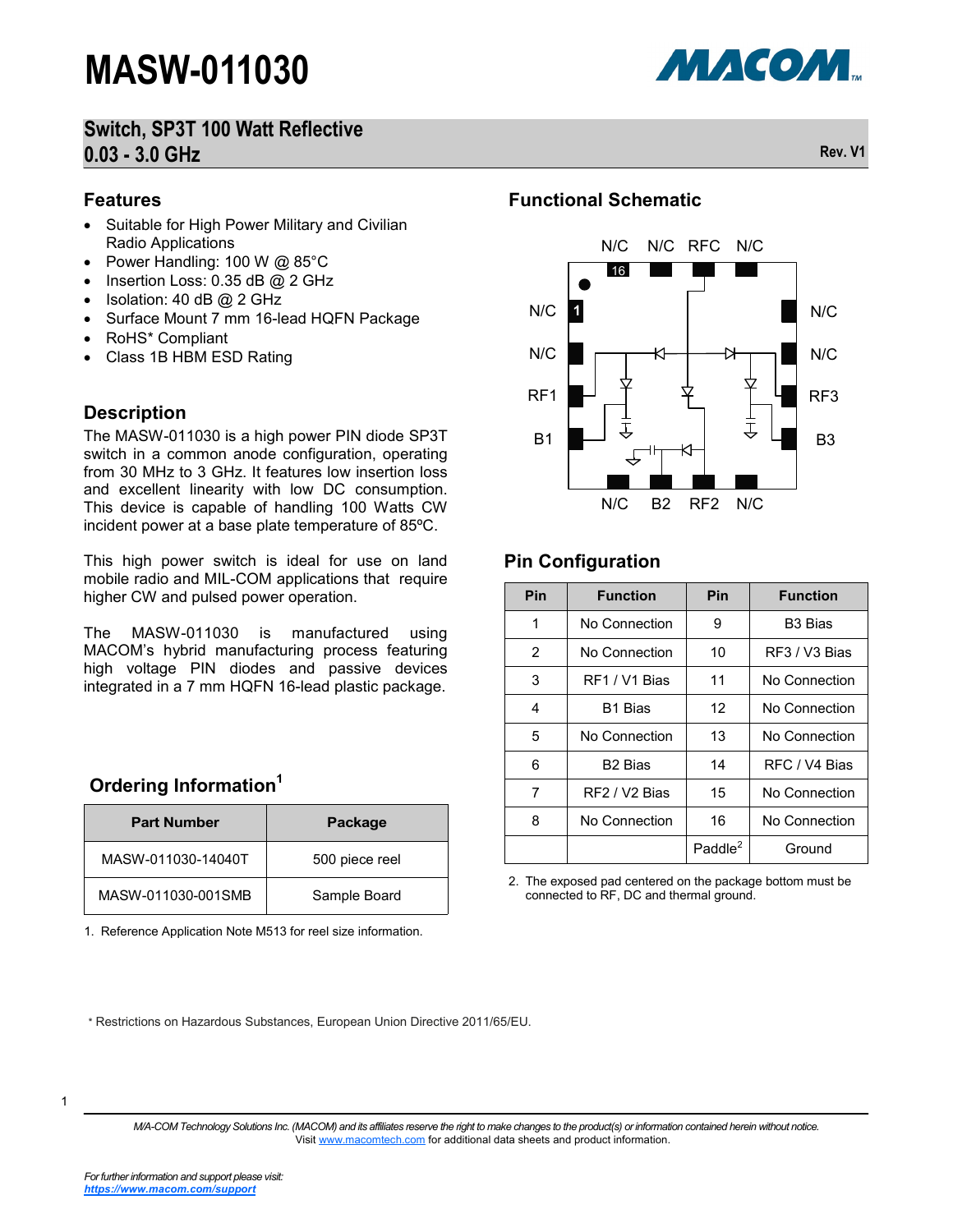# MASW-011030

## Switch, SP3T 100 Watt Reflective
## 0.03 - 3.0 GHz

Rev. V1

## Features

- Suitable for High Power Military and Civilian Radio Applications
- Power Handling: 100 W @ 85°C
- Insertion Loss: 0.35 dB @ 2 GHz
- Isolation: 40 dB @ 2 GHz
- Surface Mount 7 mm 16-lead HQFN Package
- RoHS* Compliant
- Class 1B HBM ESD Rating

## Description

The MASW-011030 is a high power PIN diode SP3T switch in a common anode configuration, operating from 30 MHz to 3 GHz. It features low insertion loss and excellent linearity with low DC consumption. This device is capable of handling 100 Watts CW incident power at a base plate temperature of 85ºC.

This high power switch is ideal for use on land mobile radio and MIL-COM applications that require higher CW and pulsed power operation.

The MASW-011030 is manufactured using MACOM's hybrid manufacturing process featuring high voltage PIN diodes and passive devices integrated in a 7 mm HQFN 16-lead plastic package.

## Ordering Information[1]

| Part Number | Package |
|---|---|
| MASW-011030-14040T | 500 piece reel |
| MASW-011030-001SMB | Sample Board |

1. Reference Application Note M513 for reel size information.

## Functional Schematic

N/C N/C RFC N/C

N/C, N/C, RF1, B1 | N/C, N/C, RF3, B3

N/C B2 RF2 N/C

## Pin Configuration

| Pin | Function | Pin | Function |
|---|---|---|---|
| 1 | No Connection | 9 | B3 Bias |
| 2 | No Connection | 10 | RF3 / V3 Bias |
| 3 | RF1 / V1 Bias | 11 | No Connection |
| 4 | B1 Bias | 12 | No Connection |
| 5 | No Connection | 13 | No Connection |
| 6 | B2 Bias | 14 | RFC / V4 Bias |
| 7 | RF2 / V2 Bias | 15 | No Connection |
| 8 | No Connection | 16 | No Connection |
| | | Paddle[2] | Ground |

2. The exposed pad centered on the package bottom must be connected to RF, DC and thermal ground.

\* Restrictions on Hazardous Substances, European Union Directive 2011/65/EU.

*M/A-COM Technology Solutions Inc. (MACOM) and its affiliates reserve the right to make changes to the product(s) or information contained herein without notice.*
Visit www.macomtech.com for additional data sheets and product information.

*For further information and support please visit:*
***https://www.macom.com/support***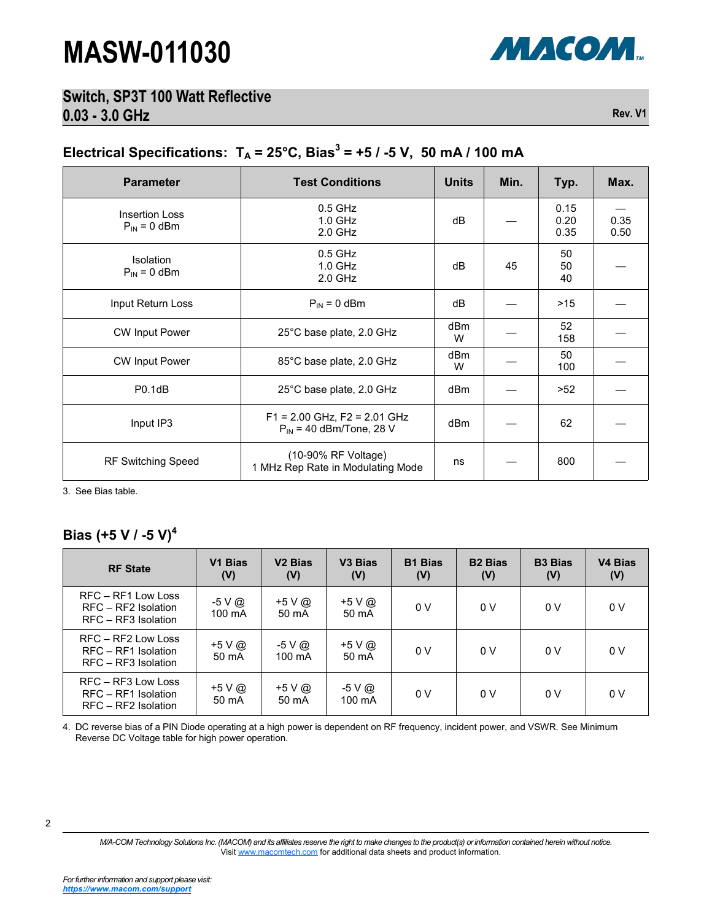# MASW-011030

## Switch, SP3T 100 Watt Reflective
## 0.03 - 3.0 GHz

Rev. V1

## Electrical Specifications: $T_A$ = 25°C, Bias[3] = +5 / -5 V, 50 mA / 100 mA

| Parameter | Test Conditions | Units | Min. | Typ. | Max. |
|---|---|---|---|---|---|
| Insertion Loss<br>$P_{IN}$ = 0 dBm | 0.5 GHz<br>1.0 GHz<br>2.0 GHz | dB | — | 0.15<br>0.20<br>0.35 | —<br>0.35<br>0.50 |
| Isolation<br>$P_{IN}$ = 0 dBm | 0.5 GHz<br>1.0 GHz<br>2.0 GHz | dB | 45 | 50<br>50<br>40 | — |
| Input Return Loss | $P_{IN}$ = 0 dBm | dB | — | >15 | — |
| CW Input Power | 25°C base plate, 2.0 GHz | dBm<br>W | — | 52<br>158 | — |
| CW Input Power | 85°C base plate, 2.0 GHz | dBm<br>W | — | 50<br>100 | — |
| P0.1dB | 25°C base plate, 2.0 GHz | dBm | — | >52 | — |
| Input IP3 | F1 = 2.00 GHz, F2 = 2.01 GHz<br>$P_{IN}$ = 40 dBm/Tone, 28 V | dBm | — | 62 | — |
| RF Switching Speed | (10-90% RF Voltage)<br>1 MHz Rep Rate in Modulating Mode | ns | — | 800 | — |

3. See Bias table.

## Bias (+5 V / -5 V)[4]

| RF State | V1 Bias (V) | V2 Bias (V) | V3 Bias (V) | B1 Bias (V) | B2 Bias (V) | B3 Bias (V) | V4 Bias (V) |
|---|---|---|---|---|---|---|---|
| RFC – RF1 Low Loss<br>RFC – RF2 Isolation<br>RFC – RF3 Isolation | -5 V @ 100 mA | +5 V @ 50 mA | +5 V @ 50 mA | 0 V | 0 V | 0 V | 0 V |
| RFC – RF2 Low Loss<br>RFC – RF1 Isolation<br>RFC – RF3 Isolation | +5 V @ 50 mA | -5 V @ 100 mA | +5 V @ 50 mA | 0 V | 0 V | 0 V | 0 V |
| RFC – RF3 Low Loss<br>RFC – RF1 Isolation<br>RFC – RF2 Isolation | +5 V @ 50 mA | +5 V @ 50 mA | -5 V @ 100 mA | 0 V | 0 V | 0 V | 0 V |

4. DC reverse bias of a PIN Diode operating at a high power is dependent on RF frequency, incident power, and VSWR. See Minimum Reverse DC Voltage table for high power operation.

*M/A-COM Technology Solutions Inc. (MACOM) and its affiliates reserve the right to make changes to the product(s) or information contained herein without notice.*
Visit www.macomtech.com for additional data sheets and product information.

*For further information and support please visit:*
***https://www.macom.com/support***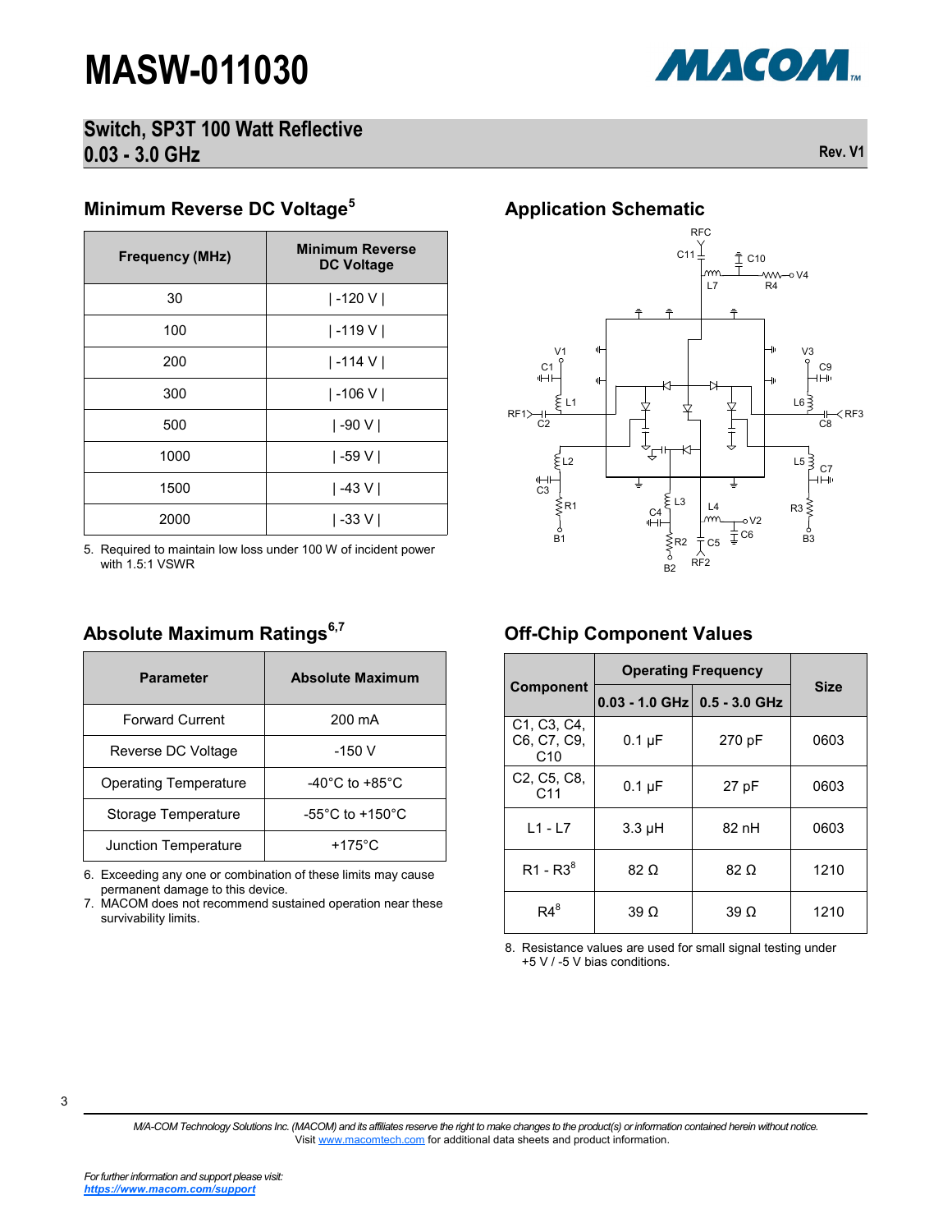# MASW-011030

## Switch, SP3T 100 Watt Reflective 0.03 - 3.0 GHz

Rev. V1

### Minimum Reverse DC Voltage[5]

| Frequency (MHz) | Minimum Reverse DC Voltage |
|---|---|
| 30 | \| -120 V \| |
| 100 | \| -119 V \| |
| 200 | \| -114 V \| |
| 300 | \| -106 V \| |
| 500 | \| -90 V \| |
| 1000 | \| -59 V \| |
| 1500 | \| -43 V \| |
| 2000 | \| -33 V \| |

5. Required to maintain low loss under 100 W of incident power with 1.5:1 VSWR

### Application Schematic

### Absolute Maximum Ratings[6,7]

| Parameter | Absolute Maximum |
|---|---|
| Forward Current | 200 mA |
| Reverse DC Voltage | -150 V |
| Operating Temperature | -40°C to +85°C |
| Storage Temperature | -55°C to +150°C |
| Junction Temperature | +175°C |

6. Exceeding any one or combination of these limits may cause permanent damage to this device.
7. MACOM does not recommend sustained operation near these survivability limits.

### Off-Chip Component Values

| Component | Operating Frequency | | Size |
|---|---|---|---|
| | 0.03 - 1.0 GHz | 0.5 - 3.0 GHz | |
| C1, C3, C4, C6, C7, C9, C10 | 0.1 µF | 270 pF | 0603 |
| C2, C5, C8, C11 | 0.1 µF | 27 pF | 0603 |
| L1 - L7 | 3.3 µH | 82 nH | 0603 |
| R1 - R3[8] | 82 Ω | 82 Ω | 1210 |
| R4[8] | 39 Ω | 39 Ω | 1210 |

8. Resistance values are used for small signal testing under +5 V / -5 V bias conditions.

*M/A-COM Technology Solutions Inc. (MACOM) and its affiliates reserve the right to make changes to the product(s) or information contained herein without notice.* Visit www.macomtech.com for additional data sheets and product information.

*For further information and support please visit:* ***https://www.macom.com/support***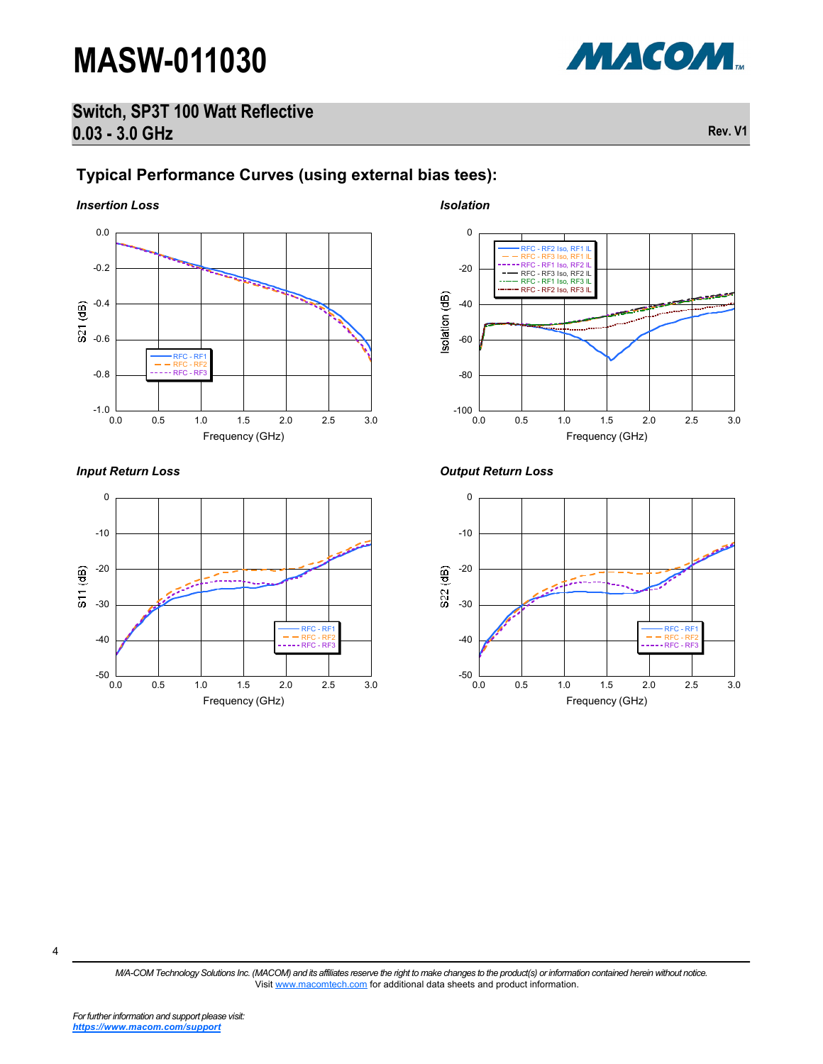## Typical Performance Curves (using external bias tees):

*Insertion Loss*

*Isolation*

*Input Return Loss*

*Output Return Loss*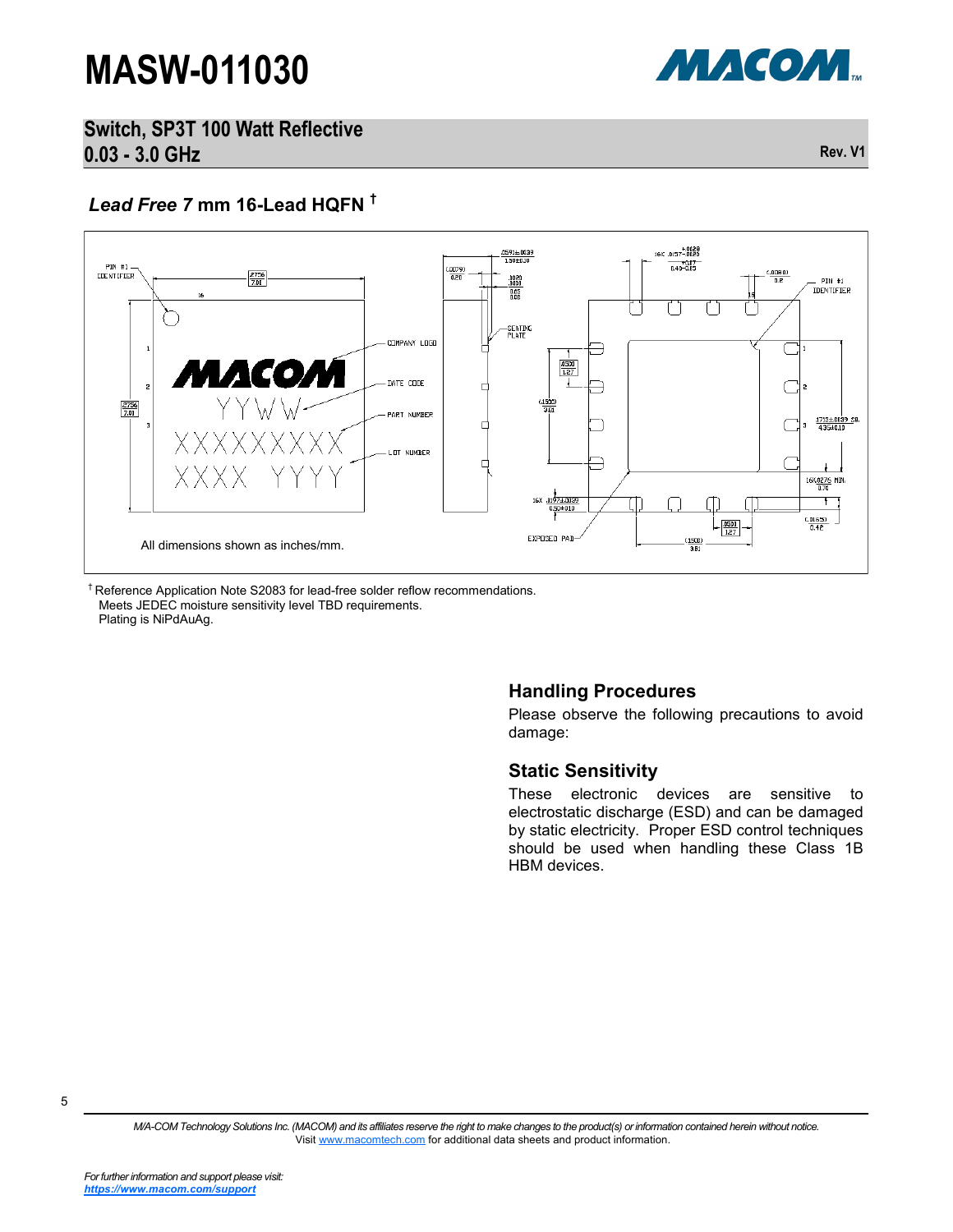## *Lead Free* 7 mm 16-Lead HQFN †

All dimensions shown as inches/mm.

† Reference Application Note S2083 for lead-free solder reflow recommendations.
Meets JEDEC moisture sensitivity level TBD requirements.
Plating is NiPdAuAg.

## Handling Procedures

Please observe the following precautions to avoid damage:

## Static Sensitivity

These electronic devices are sensitive to electrostatic discharge (ESD) and can be damaged by static electricity. Proper ESD control techniques should be used when handling these Class 1B HBM devices.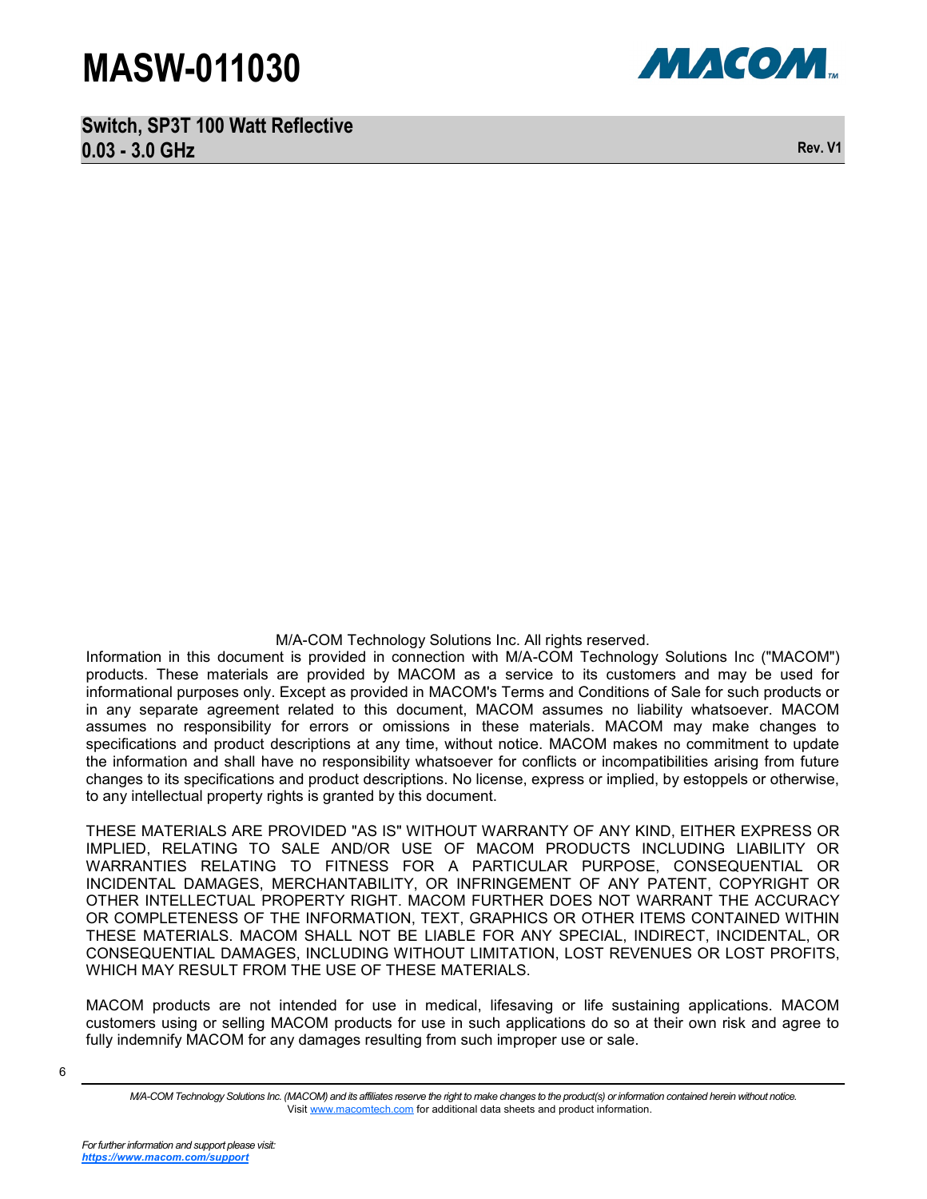M/A-COM Technology Solutions Inc. All rights reserved.

Information in this document is provided in connection with M/A-COM Technology Solutions Inc ("MACOM") products. These materials are provided by MACOM as a service to its customers and may be used for informational purposes only. Except as provided in MACOM's Terms and Conditions of Sale for such products or in any separate agreement related to this document, MACOM assumes no liability whatsoever. MACOM assumes no responsibility for errors or omissions in these materials. MACOM may make changes to specifications and product descriptions at any time, without notice. MACOM makes no commitment to update the information and shall have no responsibility whatsoever for conflicts or incompatibilities arising from future changes to its specifications and product descriptions. No license, express or implied, by estoppels or otherwise, to any intellectual property rights is granted by this document.

THESE MATERIALS ARE PROVIDED "AS IS" WITHOUT WARRANTY OF ANY KIND, EITHER EXPRESS OR IMPLIED, RELATING TO SALE AND/OR USE OF MACOM PRODUCTS INCLUDING LIABILITY OR WARRANTIES RELATING TO FITNESS FOR A PARTICULAR PURPOSE, CONSEQUENTIAL OR INCIDENTAL DAMAGES, MERCHANTABILITY, OR INFRINGEMENT OF ANY PATENT, COPYRIGHT OR OTHER INTELLECTUAL PROPERTY RIGHT. MACOM FURTHER DOES NOT WARRANT THE ACCURACY OR COMPLETENESS OF THE INFORMATION, TEXT, GRAPHICS OR OTHER ITEMS CONTAINED WITHIN THESE MATERIALS. MACOM SHALL NOT BE LIABLE FOR ANY SPECIAL, INDIRECT, INCIDENTAL, OR CONSEQUENTIAL DAMAGES, INCLUDING WITHOUT LIMITATION, LOST REVENUES OR LOST PROFITS, WHICH MAY RESULT FROM THE USE OF THESE MATERIALS.

MACOM products are not intended for use in medical, lifesaving or life sustaining applications. MACOM customers using or selling MACOM products for use in such applications do so at their own risk and agree to fully indemnify MACOM for any damages resulting from such improper use or sale.